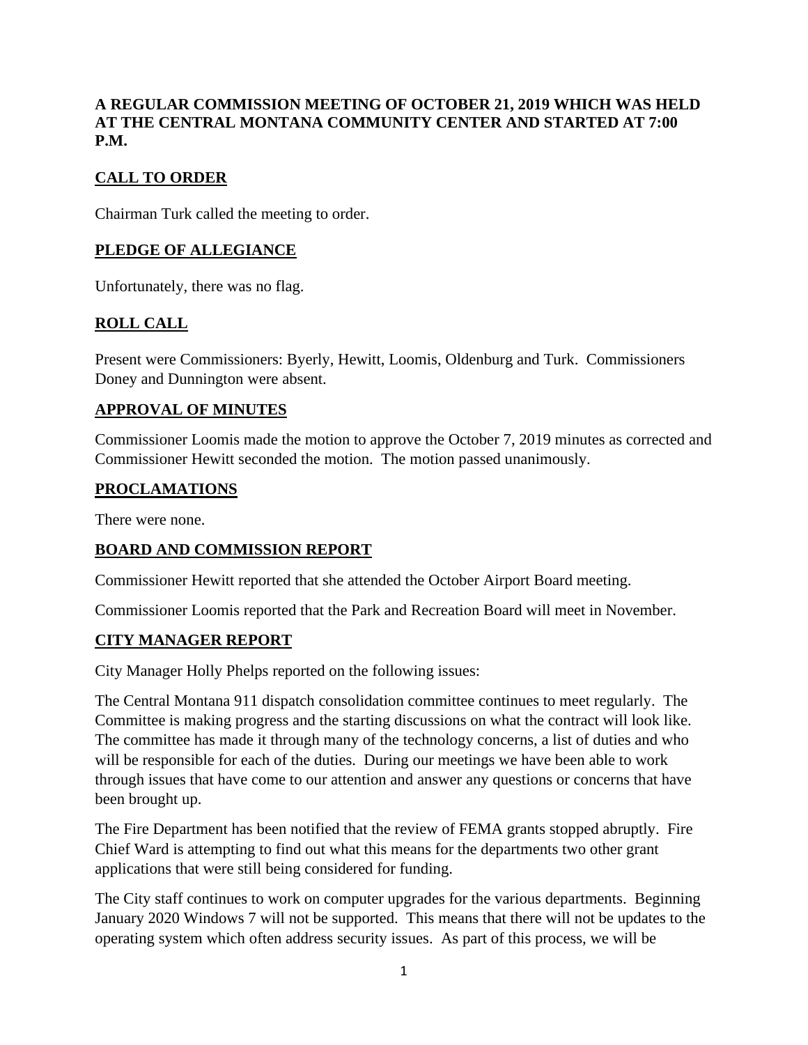**A REGULAR COMMISSION MEETING OF OCTOBER 21, 2019 WHICH WAS HELD AT THE CENTRAL MONTANA COMMUNITY CENTER AND STARTED AT 7:00 P.M.**

## CALL TO ORDER

Chairman Turk called the meeting to order.

## PLEDGE OF ALLEGIANCE

Unfortunately, there was no flag.

## ROLL CALL

Present were Commissioners: Byerly, Hewitt, Loomis, Oldenburg and Turk. Commissioners Doney and Dunnington were absent.

## APPROVAL OF MINUTES

Commissioner Loomis made the motion to approve the October 7, 2019 minutes as corrected and Commissioner Hewitt seconded the motion. The motion passed unanimously.

## PROCLAMATIONS

There were none.

## BOARD AND COMMISSION REPORT

Commissioner Hewitt reported that she attended the October Airport Board meeting.

Commissioner Loomis reported that the Park and Recreation Board will meet in November.

## CITY MANAGER REPORT

City Manager Holly Phelps reported on the following issues:

The Central Montana 911 dispatch consolidation committee continues to meet regularly. The Committee is making progress and the starting discussions on what the contract will look like. The committee has made it through many of the technology concerns, a list of duties and who will be responsible for each of the duties. During our meetings we have been able to work through issues that have come to our attention and answer any questions or concerns that have been brought up.

The Fire Department has been notified that the review of FEMA grants stopped abruptly. Fire Chief Ward is attempting to find out what this means for the departments two other grant applications that were still being considered for funding.

The City staff continues to work on computer upgrades for the various departments. Beginning January 2020 Windows 7 will not be supported. This means that there will not be updates to the operating system which often address security issues. As part of this process, we will be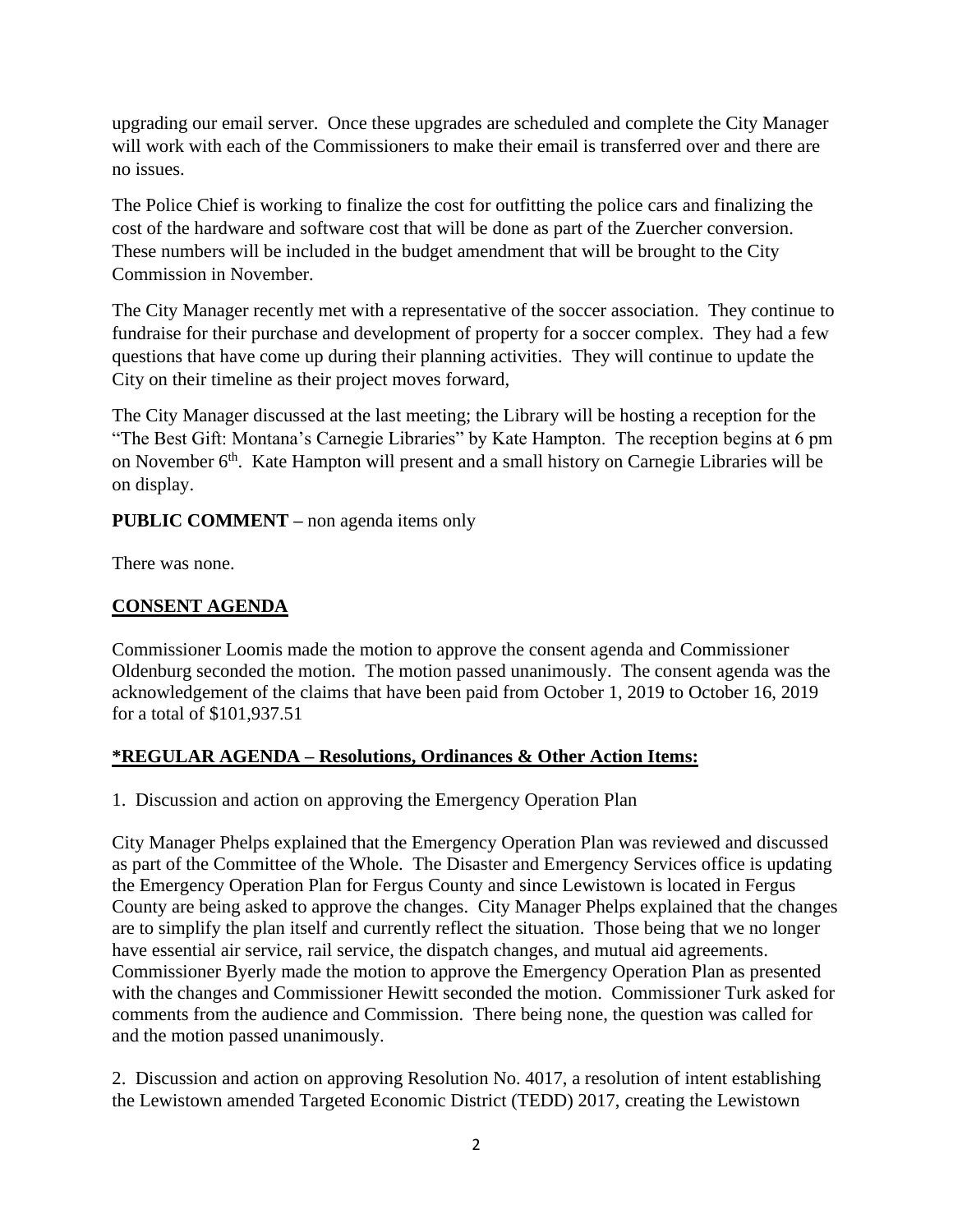upgrading our email server. Once these upgrades are scheduled and complete the City Manager will work with each of the Commissioners to make their email is transferred over and there are no issues.

The Police Chief is working to finalize the cost for outfitting the police cars and finalizing the cost of the hardware and software cost that will be done as part of the Zuercher conversion. These numbers will be included in the budget amendment that will be brought to the City Commission in November.

The City Manager recently met with a representative of the soccer association. They continue to fundraise for their purchase and development of property for a soccer complex. They had a few questions that have come up during their planning activities. They will continue to update the City on their timeline as their project moves forward,

The City Manager discussed at the last meeting; the Library will be hosting a reception for the "The Best Gift: Montana's Carnegie Libraries" by Kate Hampton. The reception begins at 6 pm on November 6th. Kate Hampton will present and a small history on Carnegie Libraries will be on display.

**PUBLIC COMMENT –** non agenda items only

There was none.

**CONSENT AGENDA**

Commissioner Loomis made the motion to approve the consent agenda and Commissioner Oldenburg seconded the motion. The motion passed unanimously. The consent agenda was the acknowledgement of the claims that have been paid from October 1, 2019 to October 16, 2019 for a total of $101,937.51

**\*REGULAR AGENDA – Resolutions, Ordinances & Other Action Items:**

1. Discussion and action on approving the Emergency Operation Plan

City Manager Phelps explained that the Emergency Operation Plan was reviewed and discussed as part of the Committee of the Whole. The Disaster and Emergency Services office is updating the Emergency Operation Plan for Fergus County and since Lewistown is located in Fergus County are being asked to approve the changes. City Manager Phelps explained that the changes are to simplify the plan itself and currently reflect the situation. Those being that we no longer have essential air service, rail service, the dispatch changes, and mutual aid agreements. Commissioner Byerly made the motion to approve the Emergency Operation Plan as presented with the changes and Commissioner Hewitt seconded the motion. Commissioner Turk asked for comments from the audience and Commission. There being none, the question was called for and the motion passed unanimously.

2. Discussion and action on approving Resolution No. 4017, a resolution of intent establishing the Lewistown amended Targeted Economic District (TEDD) 2017, creating the Lewistown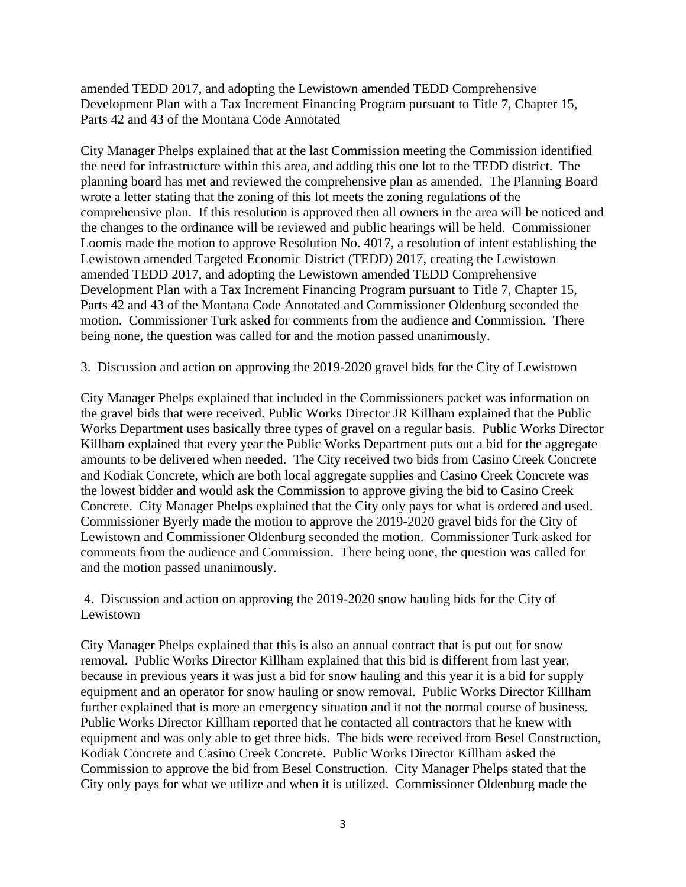amended TEDD 2017, and adopting the Lewistown amended TEDD Comprehensive Development Plan with a Tax Increment Financing Program pursuant to Title 7, Chapter 15, Parts 42 and 43 of the Montana Code Annotated

City Manager Phelps explained that at the last Commission meeting the Commission identified the need for infrastructure within this area, and adding this one lot to the TEDD district. The planning board has met and reviewed the comprehensive plan as amended. The Planning Board wrote a letter stating that the zoning of this lot meets the zoning regulations of the comprehensive plan. If this resolution is approved then all owners in the area will be noticed and the changes to the ordinance will be reviewed and public hearings will be held. Commissioner Loomis made the motion to approve Resolution No. 4017, a resolution of intent establishing the Lewistown amended Targeted Economic District (TEDD) 2017, creating the Lewistown amended TEDD 2017, and adopting the Lewistown amended TEDD Comprehensive Development Plan with a Tax Increment Financing Program pursuant to Title 7, Chapter 15, Parts 42 and 43 of the Montana Code Annotated and Commissioner Oldenburg seconded the motion. Commissioner Turk asked for comments from the audience and Commission. There being none, the question was called for and the motion passed unanimously.

3. Discussion and action on approving the 2019-2020 gravel bids for the City of Lewistown

City Manager Phelps explained that included in the Commissioners packet was information on the gravel bids that were received. Public Works Director JR Killham explained that the Public Works Department uses basically three types of gravel on a regular basis. Public Works Director Killham explained that every year the Public Works Department puts out a bid for the aggregate amounts to be delivered when needed. The City received two bids from Casino Creek Concrete and Kodiak Concrete, which are both local aggregate supplies and Casino Creek Concrete was the lowest bidder and would ask the Commission to approve giving the bid to Casino Creek Concrete. City Manager Phelps explained that the City only pays for what is ordered and used. Commissioner Byerly made the motion to approve the 2019-2020 gravel bids for the City of Lewistown and Commissioner Oldenburg seconded the motion. Commissioner Turk asked for comments from the audience and Commission. There being none, the question was called for and the motion passed unanimously.

4. Discussion and action on approving the 2019-2020 snow hauling bids for the City of Lewistown

City Manager Phelps explained that this is also an annual contract that is put out for snow removal. Public Works Director Killham explained that this bid is different from last year, because in previous years it was just a bid for snow hauling and this year it is a bid for supply equipment and an operator for snow hauling or snow removal. Public Works Director Killham further explained that is more an emergency situation and it not the normal course of business. Public Works Director Killham reported that he contacted all contractors that he knew with equipment and was only able to get three bids. The bids were received from Besel Construction, Kodiak Concrete and Casino Creek Concrete. Public Works Director Killham asked the Commission to approve the bid from Besel Construction. City Manager Phelps stated that the City only pays for what we utilize and when it is utilized. Commissioner Oldenburg made the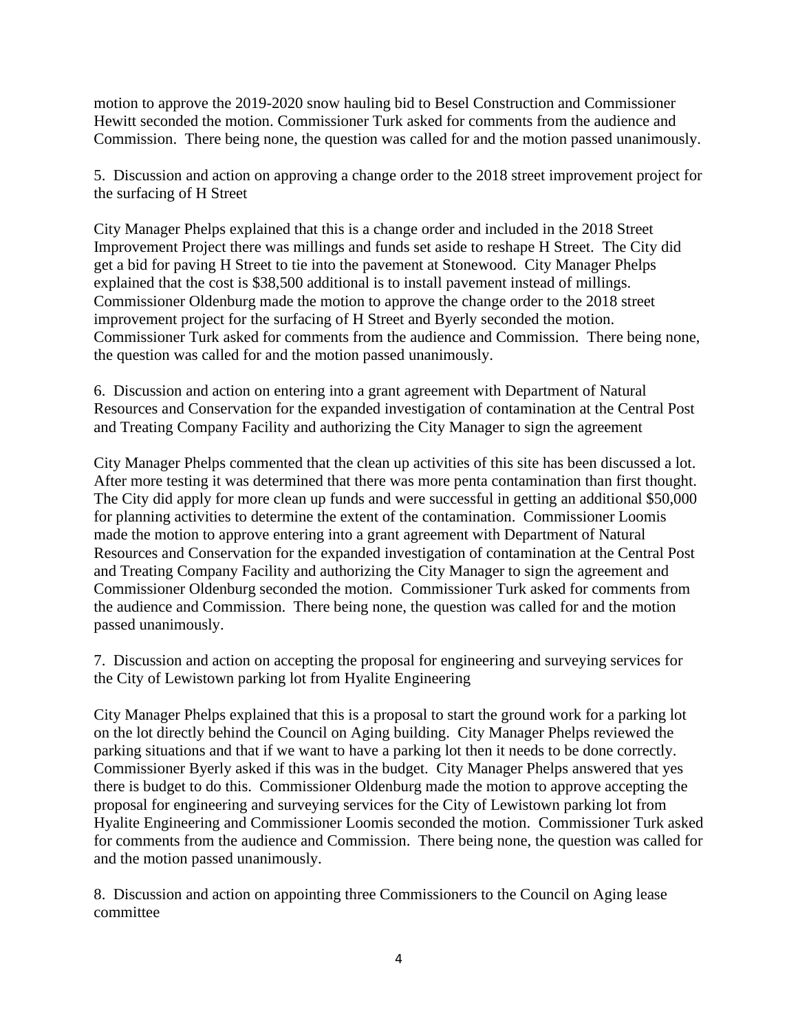motion to approve the 2019-2020 snow hauling bid to Besel Construction and Commissioner Hewitt seconded the motion. Commissioner Turk asked for comments from the audience and Commission. There being none, the question was called for and the motion passed unanimously.

5. Discussion and action on approving a change order to the 2018 street improvement project for the surfacing of H Street

City Manager Phelps explained that this is a change order and included in the 2018 Street Improvement Project there was millings and funds set aside to reshape H Street. The City did get a bid for paving H Street to tie into the pavement at Stonewood. City Manager Phelps explained that the cost is $38,500 additional is to install pavement instead of millings. Commissioner Oldenburg made the motion to approve the change order to the 2018 street improvement project for the surfacing of H Street and Byerly seconded the motion. Commissioner Turk asked for comments from the audience and Commission. There being none, the question was called for and the motion passed unanimously.

6. Discussion and action on entering into a grant agreement with Department of Natural Resources and Conservation for the expanded investigation of contamination at the Central Post and Treating Company Facility and authorizing the City Manager to sign the agreement

City Manager Phelps commented that the clean up activities of this site has been discussed a lot. After more testing it was determined that there was more penta contamination than first thought. The City did apply for more clean up funds and were successful in getting an additional $50,000 for planning activities to determine the extent of the contamination. Commissioner Loomis made the motion to approve entering into a grant agreement with Department of Natural Resources and Conservation for the expanded investigation of contamination at the Central Post and Treating Company Facility and authorizing the City Manager to sign the agreement and Commissioner Oldenburg seconded the motion. Commissioner Turk asked for comments from the audience and Commission. There being none, the question was called for and the motion passed unanimously.

7. Discussion and action on accepting the proposal for engineering and surveying services for the City of Lewistown parking lot from Hyalite Engineering

City Manager Phelps explained that this is a proposal to start the ground work for a parking lot on the lot directly behind the Council on Aging building. City Manager Phelps reviewed the parking situations and that if we want to have a parking lot then it needs to be done correctly. Commissioner Byerly asked if this was in the budget. City Manager Phelps answered that yes there is budget to do this. Commissioner Oldenburg made the motion to approve accepting the proposal for engineering and surveying services for the City of Lewistown parking lot from Hyalite Engineering and Commissioner Loomis seconded the motion. Commissioner Turk asked for comments from the audience and Commission. There being none, the question was called for and the motion passed unanimously.

8. Discussion and action on appointing three Commissioners to the Council on Aging lease committee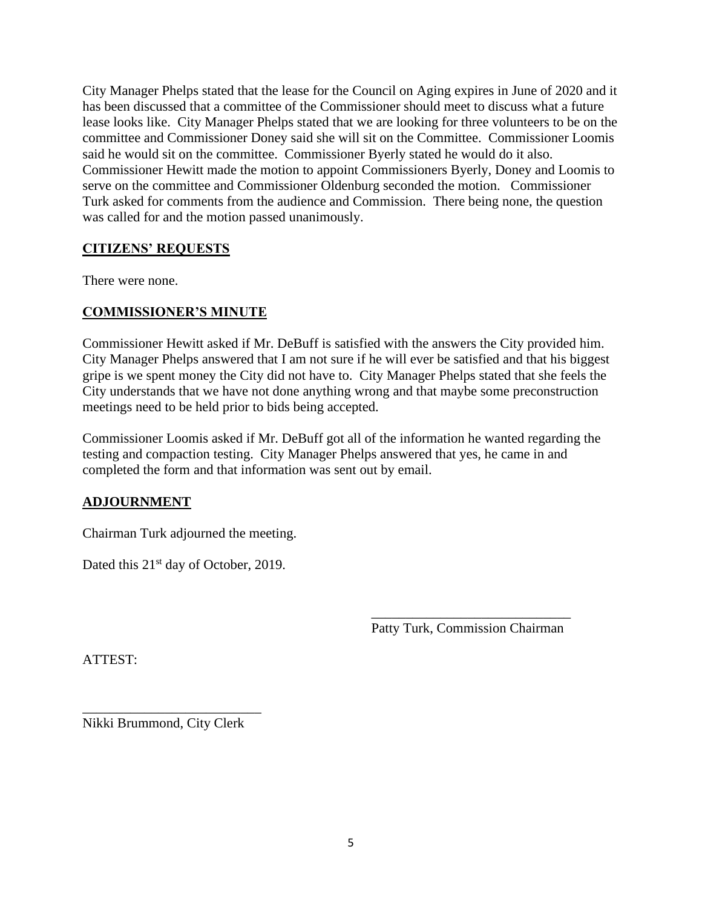City Manager Phelps stated that the lease for the Council on Aging expires in June of 2020 and it has been discussed that a committee of the Commissioner should meet to discuss what a future lease looks like. City Manager Phelps stated that we are looking for three volunteers to be on the committee and Commissioner Doney said she will sit on the Committee. Commissioner Loomis said he would sit on the committee. Commissioner Byerly stated he would do it also. Commissioner Hewitt made the motion to appoint Commissioners Byerly, Doney and Loomis to serve on the committee and Commissioner Oldenburg seconded the motion. Commissioner Turk asked for comments from the audience and Commission. There being none, the question was called for and the motion passed unanimously.

## CITIZENS' REQUESTS

There were none.

## COMMISSIONER'S MINUTE

Commissioner Hewitt asked if Mr. DeBuff is satisfied with the answers the City provided him. City Manager Phelps answered that I am not sure if he will ever be satisfied and that his biggest gripe is we spent money the City did not have to. City Manager Phelps stated that she feels the City understands that we have not done anything wrong and that maybe some preconstruction meetings need to be held prior to bids being accepted.

Commissioner Loomis asked if Mr. DeBuff got all of the information he wanted regarding the testing and compaction testing. City Manager Phelps answered that yes, he came in and completed the form and that information was sent out by email.

## ADJOURNMENT

Chairman Turk adjourned the meeting.

Dated this 21st day of October, 2019.

\_\_\_\_\_\_\_\_\_\_\_\_\_\_\_\_\_\_\_\_\_\_\_\_\_\_\_\_\_\_
Patty Turk, Commission Chairman

ATTEST:

\_\_\_\_\_\_\_\_\_\_\_\_\_\_\_\_\_\_\_\_\_\_\_\_\_\_\_
Nikki Brummond, City Clerk